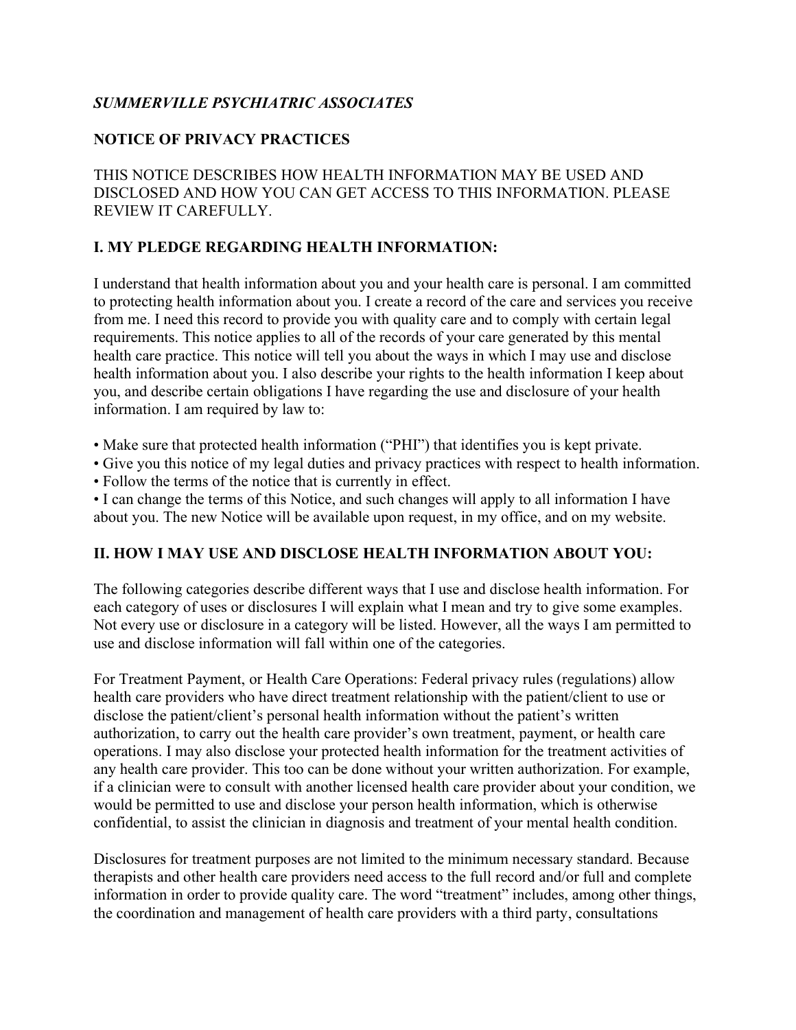***SUMMERVILLE PSYCHIATRIC ASSOCIATES***

**NOTICE OF PRIVACY PRACTICES**

THIS NOTICE DESCRIBES HOW HEALTH INFORMATION MAY BE USED AND DISCLOSED AND HOW YOU CAN GET ACCESS TO THIS INFORMATION. PLEASE REVIEW IT CAREFULLY.

## I. MY PLEDGE REGARDING HEALTH INFORMATION:

I understand that health information about you and your health care is personal. I am committed to protecting health information about you. I create a record of the care and services you receive from me. I need this record to provide you with quality care and to comply with certain legal requirements. This notice applies to all of the records of your care generated by this mental health care practice. This notice will tell you about the ways in which I may use and disclose health information about you. I also describe your rights to the health information I keep about you, and describe certain obligations I have regarding the use and disclosure of your health information. I am required by law to:

- Make sure that protected health information ("PHI") that identifies you is kept private.
- Give you this notice of my legal duties and privacy practices with respect to health information.
- Follow the terms of the notice that is currently in effect.
- I can change the terms of this Notice, and such changes will apply to all information I have about you. The new Notice will be available upon request, in my office, and on my website.

## II. HOW I MAY USE AND DISCLOSE HEALTH INFORMATION ABOUT YOU:

The following categories describe different ways that I use and disclose health information. For each category of uses or disclosures I will explain what I mean and try to give some examples. Not every use or disclosure in a category will be listed. However, all the ways I am permitted to use and disclose information will fall within one of the categories.

For Treatment Payment, or Health Care Operations: Federal privacy rules (regulations) allow health care providers who have direct treatment relationship with the patient/client to use or disclose the patient/client's personal health information without the patient's written authorization, to carry out the health care provider's own treatment, payment, or health care operations. I may also disclose your protected health information for the treatment activities of any health care provider. This too can be done without your written authorization. For example, if a clinician were to consult with another licensed health care provider about your condition, we would be permitted to use and disclose your person health information, which is otherwise confidential, to assist the clinician in diagnosis and treatment of your mental health condition.

Disclosures for treatment purposes are not limited to the minimum necessary standard. Because therapists and other health care providers need access to the full record and/or full and complete information in order to provide quality care. The word "treatment" includes, among other things, the coordination and management of health care providers with a third party, consultations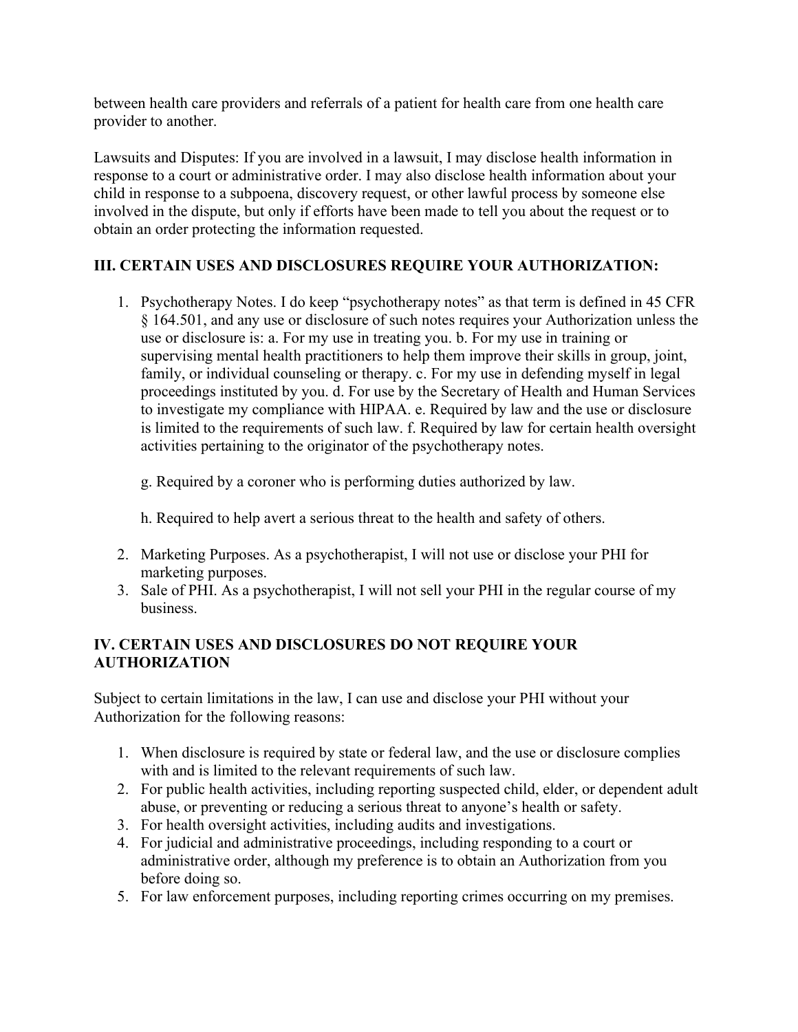between health care providers and referrals of a patient for health care from one health care provider to another.

Lawsuits and Disputes: If you are involved in a lawsuit, I may disclose health information in response to a court or administrative order. I may also disclose health information about your child in response to a subpoena, discovery request, or other lawful process by someone else involved in the dispute, but only if efforts have been made to tell you about the request or to obtain an order protecting the information requested.

## III. CERTAIN USES AND DISCLOSURES REQUIRE YOUR AUTHORIZATION:

1. Psychotherapy Notes. I do keep "psychotherapy notes" as that term is defined in 45 CFR § 164.501, and any use or disclosure of such notes requires your Authorization unless the use or disclosure is: a. For my use in treating you. b. For my use in training or supervising mental health practitioners to help them improve their skills in group, joint, family, or individual counseling or therapy. c. For my use in defending myself in legal proceedings instituted by you. d. For use by the Secretary of Health and Human Services to investigate my compliance with HIPAA. e. Required by law and the use or disclosure is limited to the requirements of such law. f. Required by law for certain health oversight activities pertaining to the originator of the psychotherapy notes.

   g. Required by a coroner who is performing duties authorized by law.

   h. Required to help avert a serious threat to the health and safety of others.

2. Marketing Purposes. As a psychotherapist, I will not use or disclose your PHI for marketing purposes.
3. Sale of PHI. As a psychotherapist, I will not sell your PHI in the regular course of my business.

## IV. CERTAIN USES AND DISCLOSURES DO NOT REQUIRE YOUR AUTHORIZATION

Subject to certain limitations in the law, I can use and disclose your PHI without your Authorization for the following reasons:

1. When disclosure is required by state or federal law, and the use or disclosure complies with and is limited to the relevant requirements of such law.
2. For public health activities, including reporting suspected child, elder, or dependent adult abuse, or preventing or reducing a serious threat to anyone's health or safety.
3. For health oversight activities, including audits and investigations.
4. For judicial and administrative proceedings, including responding to a court or administrative order, although my preference is to obtain an Authorization from you before doing so.
5. For law enforcement purposes, including reporting crimes occurring on my premises.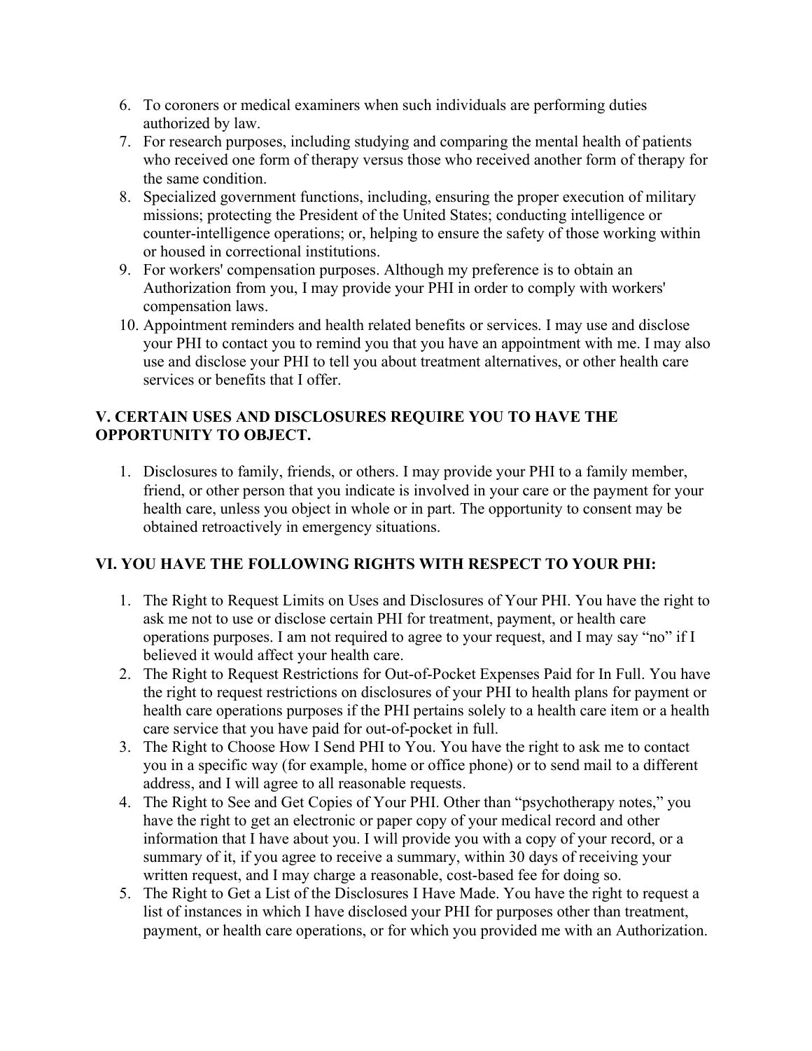6. To coroners or medical examiners when such individuals are performing duties authorized by law.
7. For research purposes, including studying and comparing the mental health of patients who received one form of therapy versus those who received another form of therapy for the same condition.
8. Specialized government functions, including, ensuring the proper execution of military missions; protecting the President of the United States; conducting intelligence or counter-intelligence operations; or, helping to ensure the safety of those working within or housed in correctional institutions.
9. For workers' compensation purposes. Although my preference is to obtain an Authorization from you, I may provide your PHI in order to comply with workers' compensation laws.
10. Appointment reminders and health related benefits or services. I may use and disclose your PHI to contact you to remind you that you have an appointment with me. I may also use and disclose your PHI to tell you about treatment alternatives, or other health care services or benefits that I offer.

## V. CERTAIN USES AND DISCLOSURES REQUIRE YOU TO HAVE THE OPPORTUNITY TO OBJECT.

1. Disclosures to family, friends, or others. I may provide your PHI to a family member, friend, or other person that you indicate is involved in your care or the payment for your health care, unless you object in whole or in part. The opportunity to consent may be obtained retroactively in emergency situations.

## VI. YOU HAVE THE FOLLOWING RIGHTS WITH RESPECT TO YOUR PHI:

1. The Right to Request Limits on Uses and Disclosures of Your PHI. You have the right to ask me not to use or disclose certain PHI for treatment, payment, or health care operations purposes. I am not required to agree to your request, and I may say "no" if I believed it would affect your health care.
2. The Right to Request Restrictions for Out-of-Pocket Expenses Paid for In Full. You have the right to request restrictions on disclosures of your PHI to health plans for payment or health care operations purposes if the PHI pertains solely to a health care item or a health care service that you have paid for out-of-pocket in full.
3. The Right to Choose How I Send PHI to You. You have the right to ask me to contact you in a specific way (for example, home or office phone) or to send mail to a different address, and I will agree to all reasonable requests.
4. The Right to See and Get Copies of Your PHI. Other than "psychotherapy notes," you have the right to get an electronic or paper copy of your medical record and other information that I have about you. I will provide you with a copy of your record, or a summary of it, if you agree to receive a summary, within 30 days of receiving your written request, and I may charge a reasonable, cost-based fee for doing so.
5. The Right to Get a List of the Disclosures I Have Made. You have the right to request a list of instances in which I have disclosed your PHI for purposes other than treatment, payment, or health care operations, or for which you provided me with an Authorization.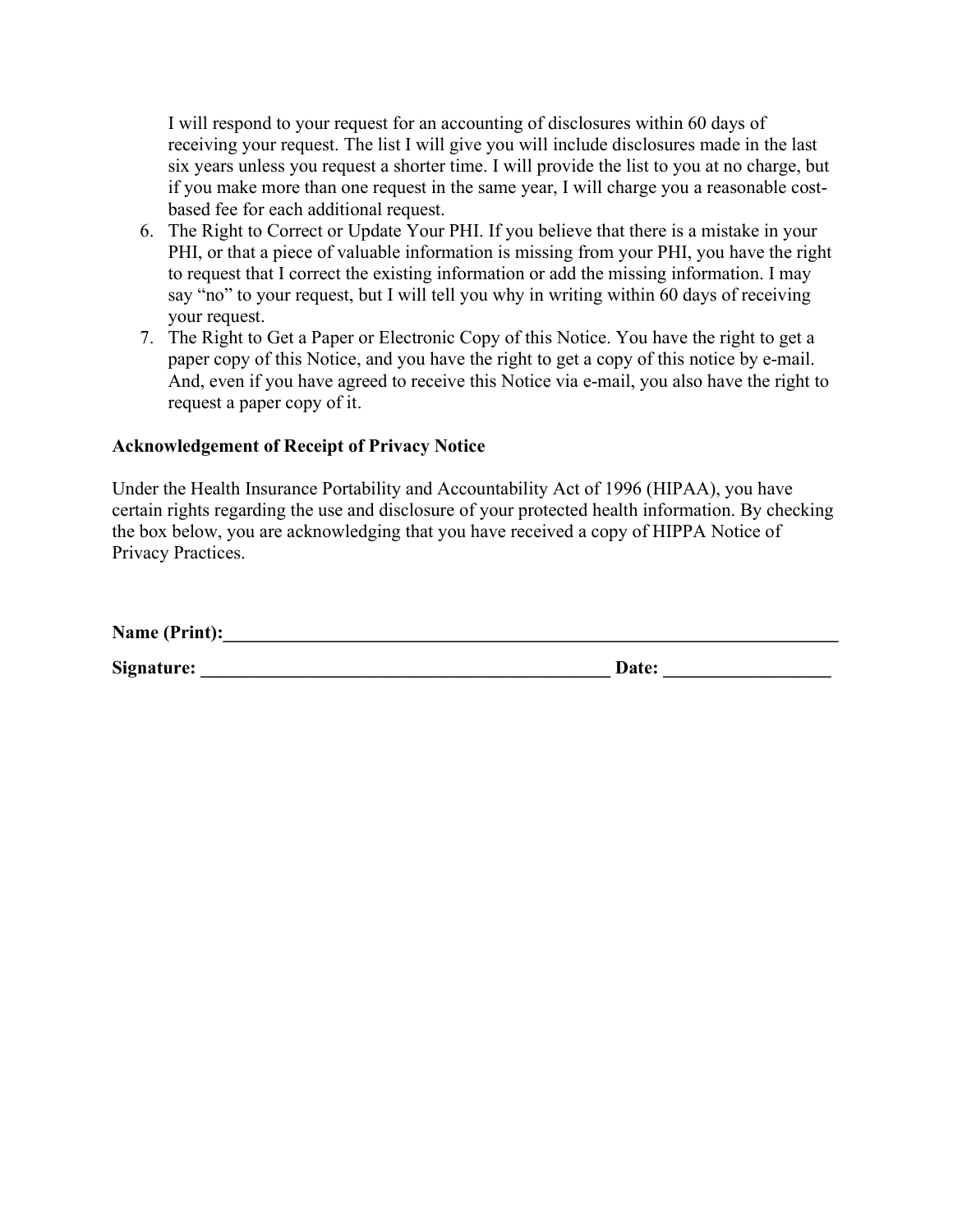I will respond to your request for an accounting of disclosures within 60 days of receiving your request. The list I will give you will include disclosures made in the last six years unless you request a shorter time. I will provide the list to you at no charge, but if you make more than one request in the same year, I will charge you a reasonable cost-based fee for each additional request.

6. The Right to Correct or Update Your PHI. If you believe that there is a mistake in your PHI, or that a piece of valuable information is missing from your PHI, you have the right to request that I correct the existing information or add the missing information. I may say "no" to your request, but I will tell you why in writing within 60 days of receiving your request.
7. The Right to Get a Paper or Electronic Copy of this Notice. You have the right to get a paper copy of this Notice, and you have the right to get a copy of this notice by e-mail. And, even if you have agreed to receive this Notice via e-mail, you also have the right to request a paper copy of it.

**Acknowledgement of Receipt of Privacy Notice**

Under the Health Insurance Portability and Accountability Act of 1996 (HIPAA), you have certain rights regarding the use and disclosure of your protected health information. By checking the box below, you are acknowledging that you have received a copy of HIPPA Notice of Privacy Practices.

**Name (Print):**______________________________________________________________________

**Signature:** ____________________________________________ **Date:** _________________